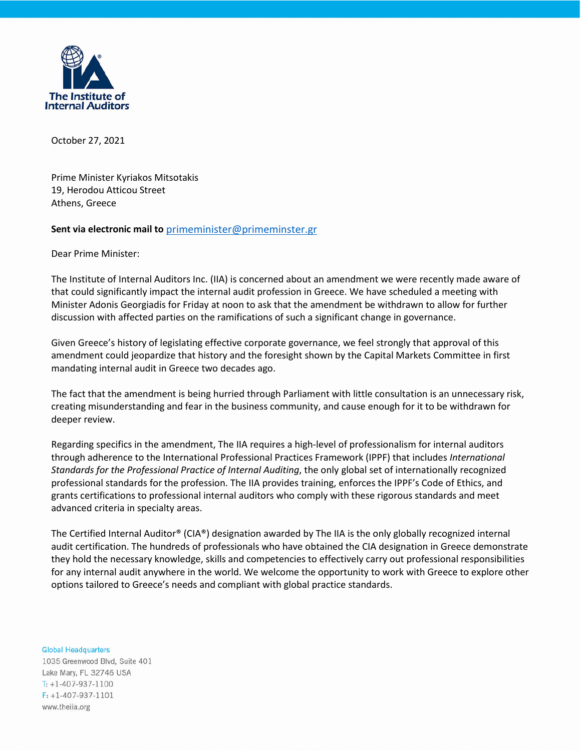The Institute of Internal Auditors

October 27, 2021

Prime Minister Kyriakos Mitsotakis
19, Herodou Atticou Street
Athens, Greece

**Sent via electronic mail to** primeminister@primeminster.gr

Dear Prime Minister:

The Institute of Internal Auditors Inc. (IIA) is concerned about an amendment we were recently made aware of that could significantly impact the internal audit profession in Greece. We have scheduled a meeting with Minister Adonis Georgiadis for Friday at noon to ask that the amendment be withdrawn to allow for further discussion with affected parties on the ramifications of such a significant change in governance.

Given Greece's history of legislating effective corporate governance, we feel strongly that approval of this amendment could jeopardize that history and the foresight shown by the Capital Markets Committee in first mandating internal audit in Greece two decades ago.

The fact that the amendment is being hurried through Parliament with little consultation is an unnecessary risk, creating misunderstanding and fear in the business community, and cause enough for it to be withdrawn for deeper review.

Regarding specifics in the amendment, The IIA requires a high-level of professionalism for internal auditors through adherence to the International Professional Practices Framework (IPPF) that includes *International Standards for the Professional Practice of Internal Auditing*, the only global set of internationally recognized professional standards for the profession. The IIA provides training, enforces the IPPF's Code of Ethics, and grants certifications to professional internal auditors who comply with these rigorous standards and meet advanced criteria in specialty areas.

The Certified Internal Auditor® (CIA®) designation awarded by The IIA is the only globally recognized internal audit certification. The hundreds of professionals who have obtained the CIA designation in Greece demonstrate they hold the necessary knowledge, skills and competencies to effectively carry out professional responsibilities for any internal audit anywhere in the world. We welcome the opportunity to work with Greece to explore other options tailored to Greece's needs and compliant with global practice standards.

Global Headquarters
1035 Greenwood Blvd, Suite 401
Lake Mary, FL 32746 USA
T: +1-407-937-1100
F: +1-407-937-1101
www.theiia.org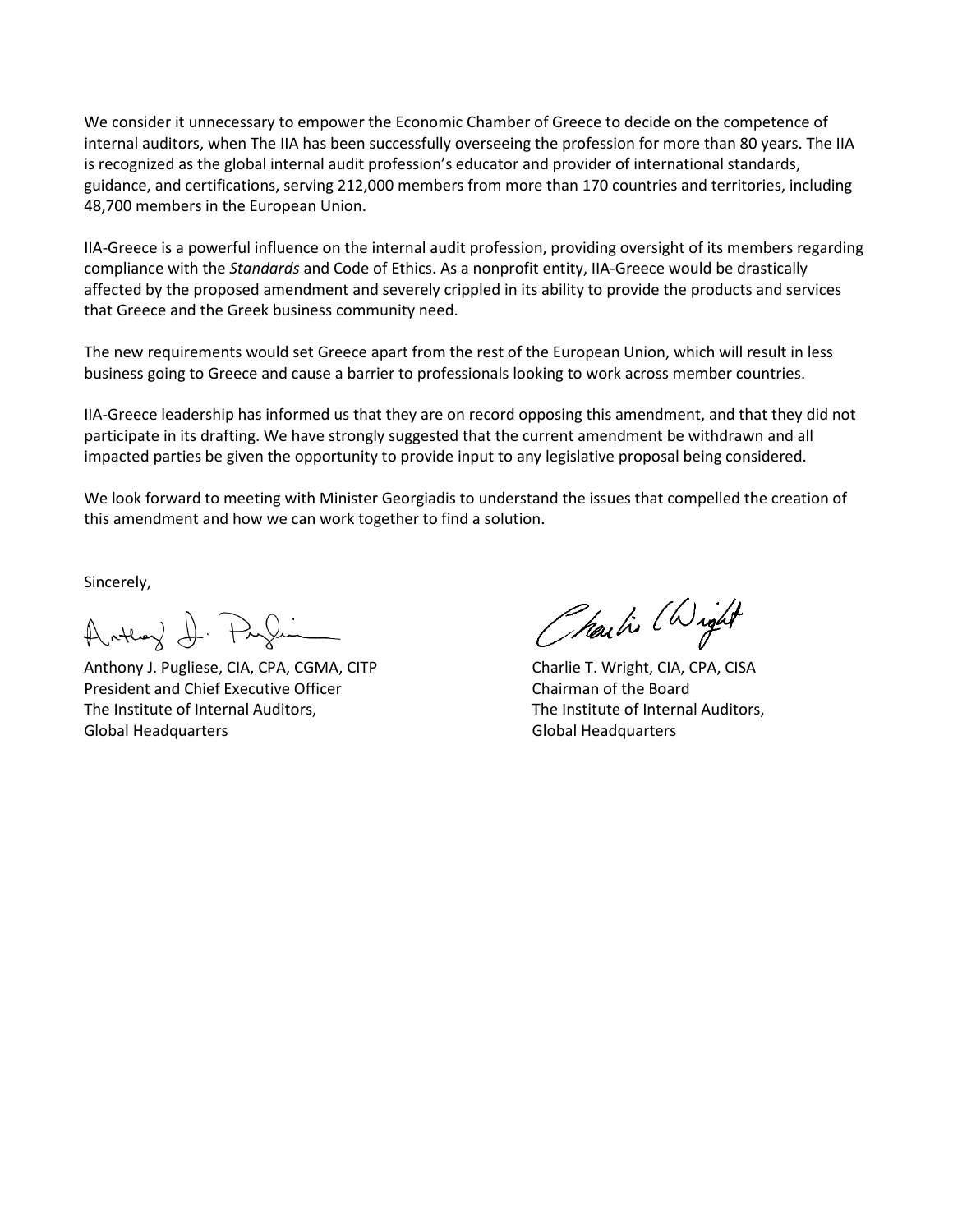We consider it unnecessary to empower the Economic Chamber of Greece to decide on the competence of internal auditors, when The IIA has been successfully overseeing the profession for more than 80 years. The IIA is recognized as the global internal audit profession's educator and provider of international standards, guidance, and certifications, serving 212,000 members from more than 170 countries and territories, including 48,700 members in the European Union.

IIA-Greece is a powerful influence on the internal audit profession, providing oversight of its members regarding compliance with the *Standards* and Code of Ethics. As a nonprofit entity, IIA-Greece would be drastically affected by the proposed amendment and severely crippled in its ability to provide the products and services that Greece and the Greek business community need.

The new requirements would set Greece apart from the rest of the European Union, which will result in less business going to Greece and cause a barrier to professionals looking to work across member countries.

IIA-Greece leadership has informed us that they are on record opposing this amendment, and that they did not participate in its drafting. We have strongly suggested that the current amendment be withdrawn and all impacted parties be given the opportunity to provide input to any legislative proposal being considered.

We look forward to meeting with Minister Georgiadis to understand the issues that compelled the creation of this amendment and how we can work together to find a solution.

Sincerely,

Anthony J. Pugliese, CIA, CPA, CGMA, CITP
President and Chief Executive Officer
The Institute of Internal Auditors,
Global Headquarters

Charlie T. Wright, CIA, CPA, CISA
Chairman of the Board
The Institute of Internal Auditors,
Global Headquarters